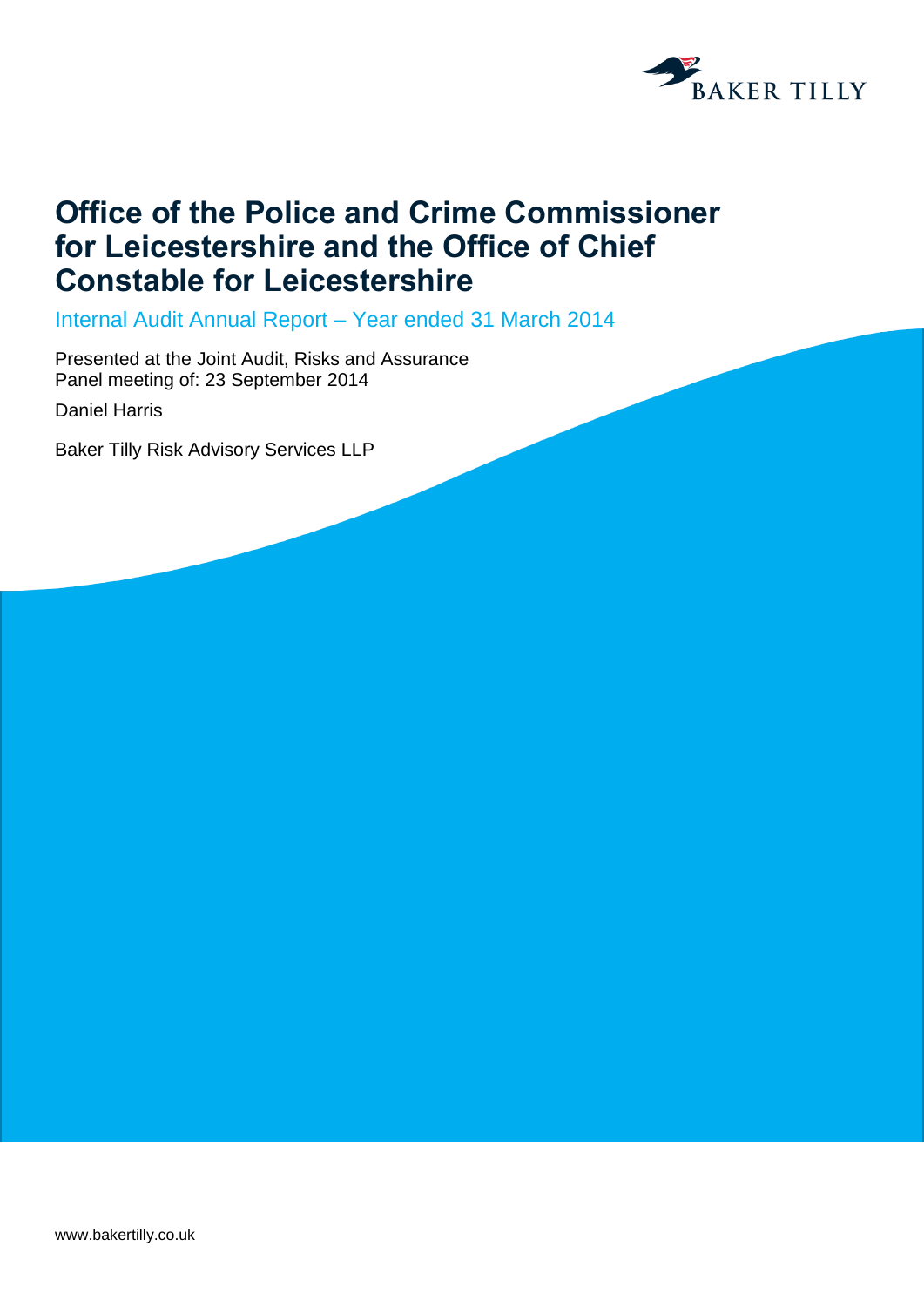BAKER TILLY

# Office of the Police and Crime Commissioner for Leicestershire and the Office of Chief Constable for Leicestershire

## Internal Audit Annual Report – Year ended 31 March 2014

Presented at the Joint Audit, Risks and Assurance Panel meeting of: 23 September 2014

Daniel Harris

Baker Tilly Risk Advisory Services LLP

www.bakertilly.co.uk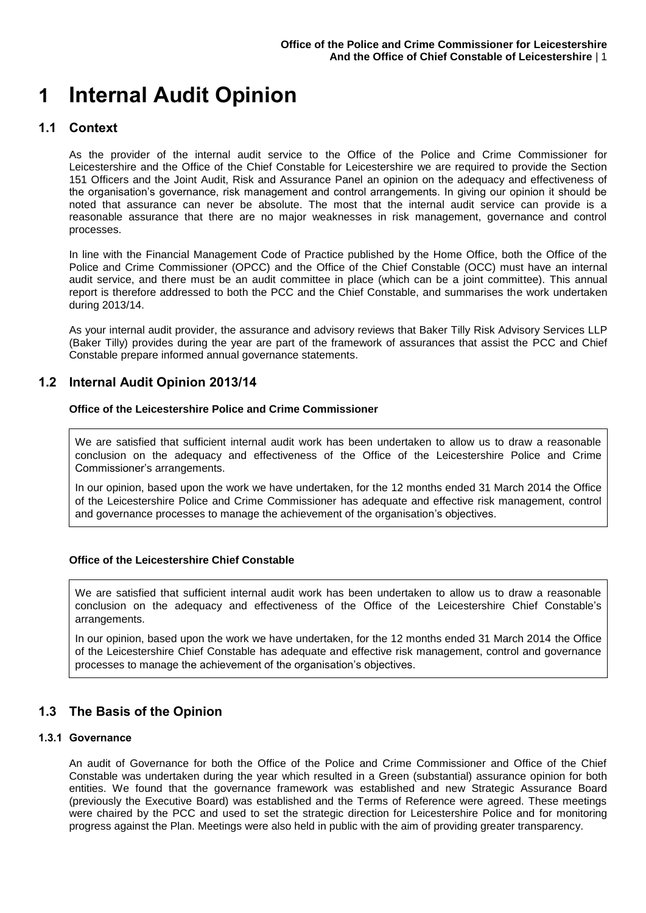# 1 Internal Audit Opinion

## 1.1 Context

As the provider of the internal audit service to the Office of the Police and Crime Commissioner for Leicestershire and the Office of the Chief Constable for Leicestershire we are required to provide the Section 151 Officers and the Joint Audit, Risk and Assurance Panel an opinion on the adequacy and effectiveness of the organisation's governance, risk management and control arrangements. In giving our opinion it should be noted that assurance can never be absolute. The most that the internal audit service can provide is a reasonable assurance that there are no major weaknesses in risk management, governance and control processes.

In line with the Financial Management Code of Practice published by the Home Office, both the Office of the Police and Crime Commissioner (OPCC) and the Office of the Chief Constable (OCC) must have an internal audit service, and there must be an audit committee in place (which can be a joint committee). This annual report is therefore addressed to both the PCC and the Chief Constable, and summarises the work undertaken during 2013/14.

As your internal audit provider, the assurance and advisory reviews that Baker Tilly Risk Advisory Services LLP (Baker Tilly) provides during the year are part of the framework of assurances that assist the PCC and Chief Constable prepare informed annual governance statements.

## 1.2 Internal Audit Opinion 2013/14

**Office of the Leicestershire Police and Crime Commissioner**

We are satisfied that sufficient internal audit work has been undertaken to allow us to draw a reasonable conclusion on the adequacy and effectiveness of the Office of the Leicestershire Police and Crime Commissioner's arrangements.

In our opinion, based upon the work we have undertaken, for the 12 months ended 31 March 2014 the Office of the Leicestershire Police and Crime Commissioner has adequate and effective risk management, control and governance processes to manage the achievement of the organisation's objectives.

**Office of the Leicestershire Chief Constable**

We are satisfied that sufficient internal audit work has been undertaken to allow us to draw a reasonable conclusion on the adequacy and effectiveness of the Office of the Leicestershire Chief Constable's arrangements.

In our opinion, based upon the work we have undertaken, for the 12 months ended 31 March 2014 the Office of the Leicestershire Chief Constable has adequate and effective risk management, control and governance processes to manage the achievement of the organisation's objectives.

## 1.3 The Basis of the Opinion

### 1.3.1 Governance

An audit of Governance for both the Office of the Police and Crime Commissioner and Office of the Chief Constable was undertaken during the year which resulted in a Green (substantial) assurance opinion for both entities. We found that the governance framework was established and new Strategic Assurance Board (previously the Executive Board) was established and the Terms of Reference were agreed. These meetings were chaired by the PCC and used to set the strategic direction for Leicestershire Police and for monitoring progress against the Plan. Meetings were also held in public with the aim of providing greater transparency.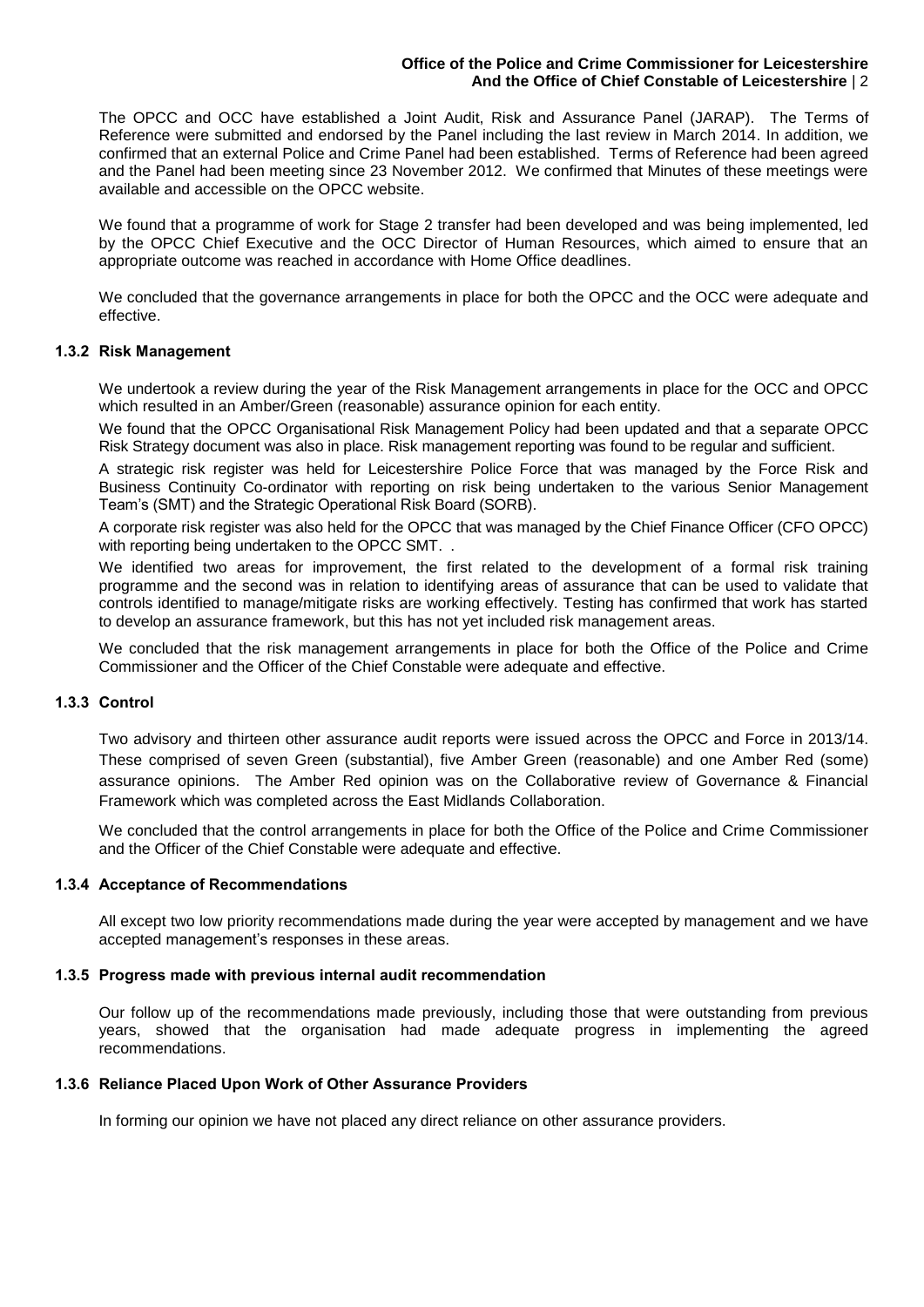The OPCC and OCC have established a Joint Audit, Risk and Assurance Panel (JARAP). The Terms of Reference were submitted and endorsed by the Panel including the last review in March 2014. In addition, we confirmed that an external Police and Crime Panel had been established. Terms of Reference had been agreed and the Panel had been meeting since 23 November 2012. We confirmed that Minutes of these meetings were available and accessible on the OPCC website.

We found that a programme of work for Stage 2 transfer had been developed and was being implemented, led by the OPCC Chief Executive and the OCC Director of Human Resources, which aimed to ensure that an appropriate outcome was reached in accordance with Home Office deadlines.

We concluded that the governance arrangements in place for both the OPCC and the OCC were adequate and effective.

### 1.3.2 Risk Management

We undertook a review during the year of the Risk Management arrangements in place for the OCC and OPCC which resulted in an Amber/Green (reasonable) assurance opinion for each entity.

We found that the OPCC Organisational Risk Management Policy had been updated and that a separate OPCC Risk Strategy document was also in place. Risk management reporting was found to be regular and sufficient.

A strategic risk register was held for Leicestershire Police Force that was managed by the Force Risk and Business Continuity Co-ordinator with reporting on risk being undertaken to the various Senior Management Team's (SMT) and the Strategic Operational Risk Board (SORB).

A corporate risk register was also held for the OPCC that was managed by the Chief Finance Officer (CFO OPCC) with reporting being undertaken to the OPCC SMT. .

We identified two areas for improvement, the first related to the development of a formal risk training programme and the second was in relation to identifying areas of assurance that can be used to validate that controls identified to manage/mitigate risks are working effectively. Testing has confirmed that work has started to develop an assurance framework, but this has not yet included risk management areas.

We concluded that the risk management arrangements in place for both the Office of the Police and Crime Commissioner and the Officer of the Chief Constable were adequate and effective.

### 1.3.3 Control

Two advisory and thirteen other assurance audit reports were issued across the OPCC and Force in 2013/14. These comprised of seven Green (substantial), five Amber Green (reasonable) and one Amber Red (some) assurance opinions. The Amber Red opinion was on the Collaborative review of Governance & Financial Framework which was completed across the East Midlands Collaboration.

We concluded that the control arrangements in place for both the Office of the Police and Crime Commissioner and the Officer of the Chief Constable were adequate and effective.

### 1.3.4 Acceptance of Recommendations

All except two low priority recommendations made during the year were accepted by management and we have accepted management's responses in these areas.

### 1.3.5 Progress made with previous internal audit recommendation

Our follow up of the recommendations made previously, including those that were outstanding from previous years, showed that the organisation had made adequate progress in implementing the agreed recommendations.

### 1.3.6 Reliance Placed Upon Work of Other Assurance Providers

In forming our opinion we have not placed any direct reliance on other assurance providers.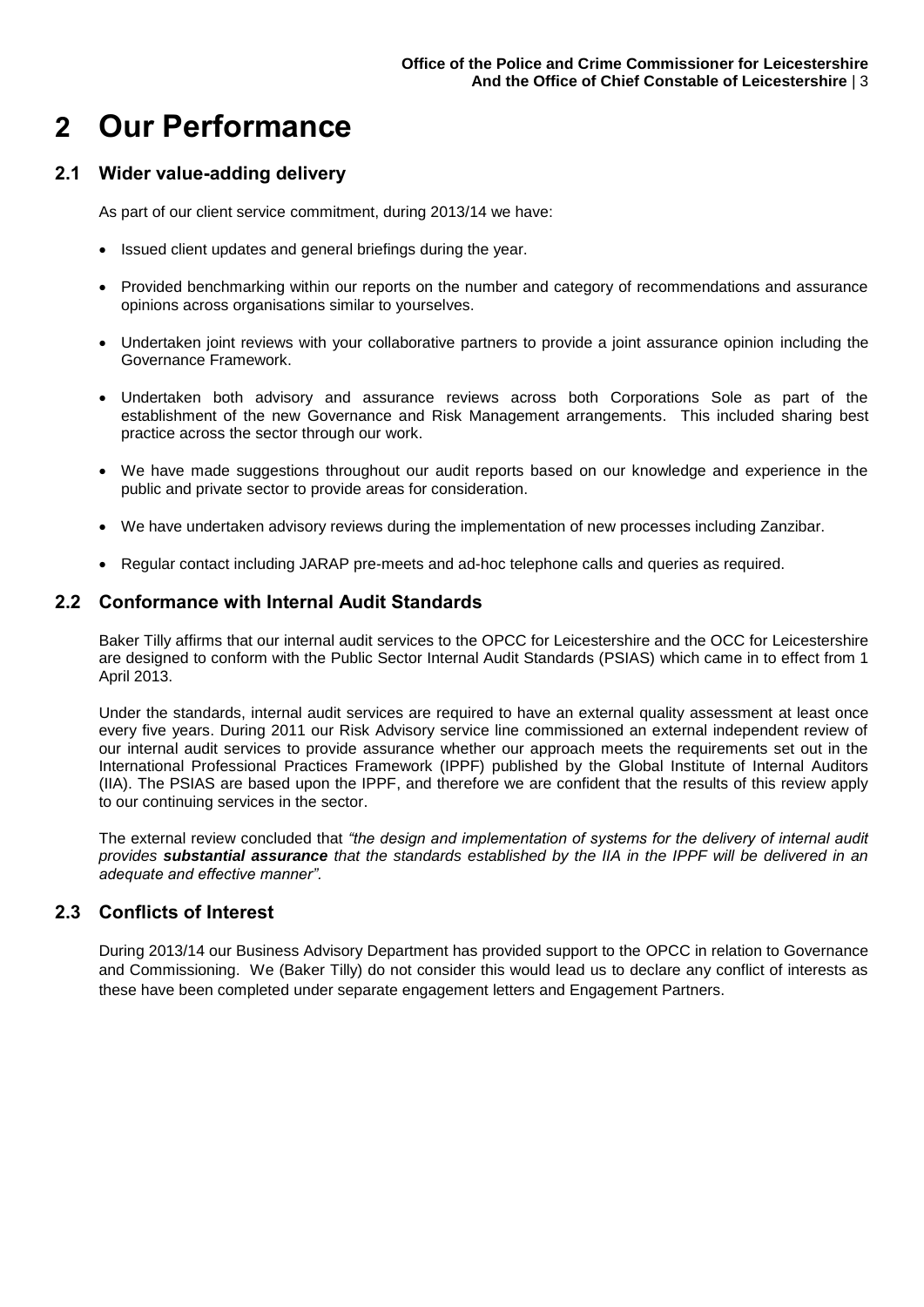# 2 Our Performance

## 2.1 Wider value-adding delivery

As part of our client service commitment, during 2013/14 we have:

- Issued client updates and general briefings during the year.
- Provided benchmarking within our reports on the number and category of recommendations and assurance opinions across organisations similar to yourselves.
- Undertaken joint reviews with your collaborative partners to provide a joint assurance opinion including the Governance Framework.
- Undertaken both advisory and assurance reviews across both Corporations Sole as part of the establishment of the new Governance and Risk Management arrangements. This included sharing best practice across the sector through our work.
- We have made suggestions throughout our audit reports based on our knowledge and experience in the public and private sector to provide areas for consideration.
- We have undertaken advisory reviews during the implementation of new processes including Zanzibar.
- Regular contact including JARAP pre-meets and ad-hoc telephone calls and queries as required.

## 2.2 Conformance with Internal Audit Standards

Baker Tilly affirms that our internal audit services to the OPCC for Leicestershire and the OCC for Leicestershire are designed to conform with the Public Sector Internal Audit Standards (PSIAS) which came in to effect from 1 April 2013.

Under the standards, internal audit services are required to have an external quality assessment at least once every five years. During 2011 our Risk Advisory service line commissioned an external independent review of our internal audit services to provide assurance whether our approach meets the requirements set out in the International Professional Practices Framework (IPPF) published by the Global Institute of Internal Auditors (IIA). The PSIAS are based upon the IPPF, and therefore we are confident that the results of this review apply to our continuing services in the sector.

The external review concluded that *"the design and implementation of systems for the delivery of internal audit provides **substantial assurance** that the standards established by the IIA in the IPPF will be delivered in an adequate and effective manner".*

## 2.3 Conflicts of Interest

During 2013/14 our Business Advisory Department has provided support to the OPCC in relation to Governance and Commissioning. We (Baker Tilly) do not consider this would lead us to declare any conflict of interests as these have been completed under separate engagement letters and Engagement Partners.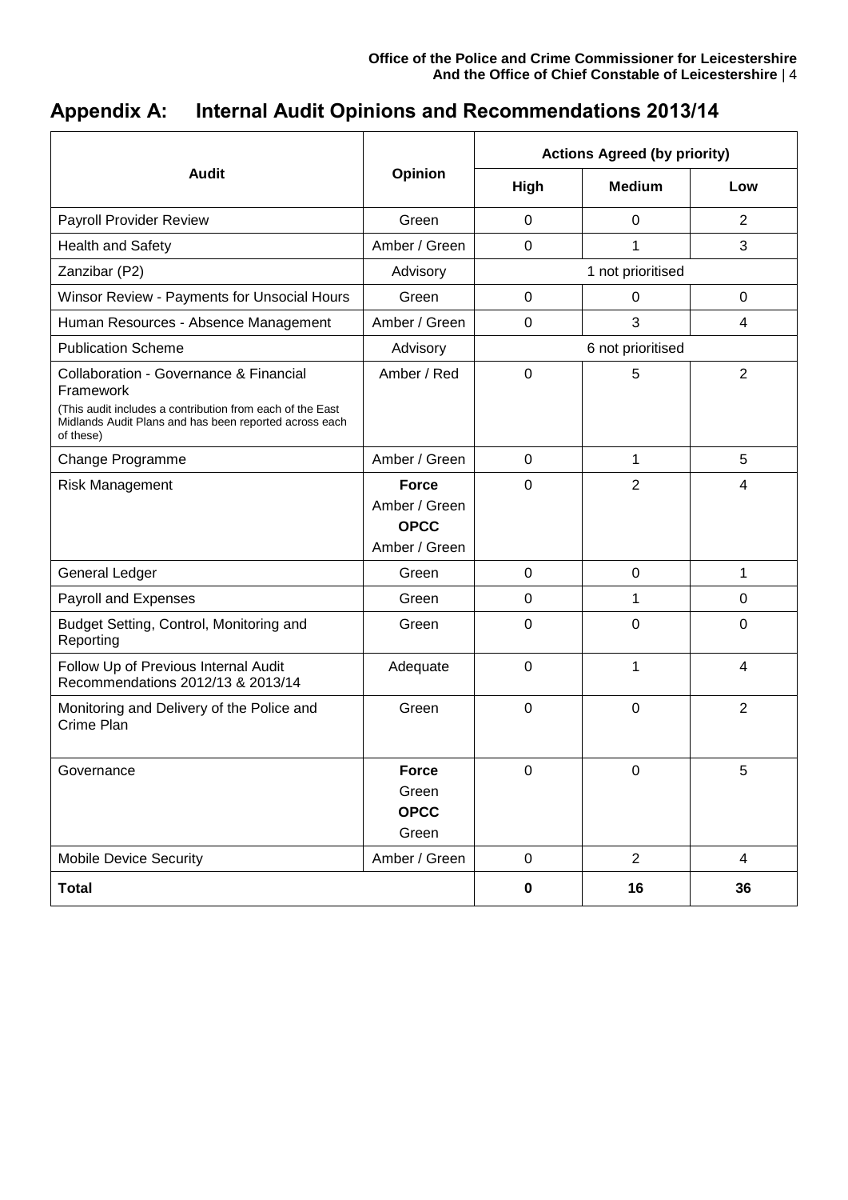## Appendix A: Internal Audit Opinions and Recommendations 2013/14

| Audit | Opinion | Actions Agreed (by priority) | | |
|---|---|---|---|---|
| | | High | Medium | Low |
| Payroll Provider Review | Green | 0 | 0 | 2 |
| Health and Safety | Amber / Green | 0 | 1 | 3 |
| Zanzibar (P2) | Advisory | 1 not prioritised | | |
| Winsor Review - Payments for Unsocial Hours | Green | 0 | 0 | 0 |
| Human Resources - Absence Management | Amber / Green | 0 | 3 | 4 |
| Publication Scheme | Advisory | 6 not prioritised | | |
| Collaboration - Governance & Financial Framework (This audit includes a contribution from each of the East Midlands Audit Plans and has been reported across each of these) | Amber / Red | 0 | 5 | 2 |
| Change Programme | Amber / Green | 0 | 1 | 5 |
| Risk Management | **Force** Amber / Green **OPCC** Amber / Green | 0 | 2 | 4 |
| General Ledger | Green | 0 | 0 | 1 |
| Payroll and Expenses | Green | 0 | 1 | 0 |
| Budget Setting, Control, Monitoring and Reporting | Green | 0 | 0 | 0 |
| Follow Up of Previous Internal Audit Recommendations 2012/13 & 2013/14 | Adequate | 0 | 1 | 4 |
| Monitoring and Delivery of the Police and Crime Plan | Green | 0 | 0 | 2 |
| Governance | **Force** Green **OPCC** Green | 0 | 0 | 5 |
| Mobile Device Security | Amber / Green | 0 | 2 | 4 |
| **Total** | | **0** | **16** | **36** |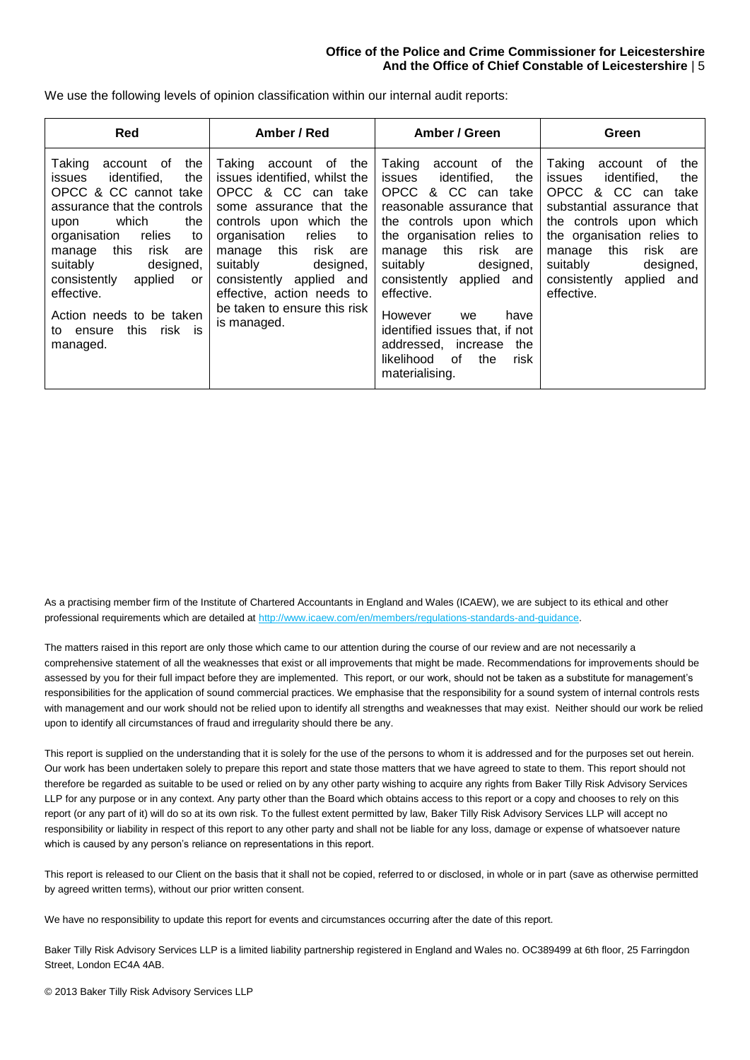We use the following levels of opinion classification within our internal audit reports:

| Red | Amber / Red | Amber / Green | Green |
|---|---|---|---|
| Taking account of the issues identified, the OPCC & CC cannot take assurance that the controls upon which the organisation relies to manage this risk are suitably designed, consistently applied or effective.<br><br>Action needs to be taken to ensure this risk is managed. | Taking account of the issues identified, whilst the OPCC & CC can take some assurance that the controls upon which the organisation relies to manage this risk are suitably designed, consistently applied and effective, action needs to be taken to ensure this risk is managed. | Taking account of the issues identified, the OPCC & CC can take reasonable assurance that the controls upon which the organisation relies to manage this risk are suitably designed, consistently applied and effective.<br><br>However we have identified issues that, if not addressed, increase the likelihood of the risk materialising. | Taking account of the issues identified, the OPCC & CC can take substantial assurance that the controls upon which the organisation relies to manage this risk are suitably designed, consistently applied and effective. |

As a practising member firm of the Institute of Chartered Accountants in England and Wales (ICAEW), we are subject to its ethical and other professional requirements which are detailed at http://www.icaew.com/en/members/regulations-standards-and-guidance.

The matters raised in this report are only those which came to our attention during the course of our review and are not necessarily a comprehensive statement of all the weaknesses that exist or all improvements that might be made. Recommendations for improvements should be assessed by you for their full impact before they are implemented. This report, or our work, should not be taken as a substitute for management's responsibilities for the application of sound commercial practices. We emphasise that the responsibility for a sound system of internal controls rests with management and our work should not be relied upon to identify all strengths and weaknesses that may exist. Neither should our work be relied upon to identify all circumstances of fraud and irregularity should there be any.

This report is supplied on the understanding that it is solely for the use of the persons to whom it is addressed and for the purposes set out herein. Our work has been undertaken solely to prepare this report and state those matters that we have agreed to state to them. This report should not therefore be regarded as suitable to be used or relied on by any other party wishing to acquire any rights from Baker Tilly Risk Advisory Services LLP for any purpose or in any context. Any party other than the Board which obtains access to this report or a copy and chooses to rely on this report (or any part of it) will do so at its own risk. To the fullest extent permitted by law, Baker Tilly Risk Advisory Services LLP will accept no responsibility or liability in respect of this report to any other party and shall not be liable for any loss, damage or expense of whatsoever nature which is caused by any person's reliance on representations in this report.

This report is released to our Client on the basis that it shall not be copied, referred to or disclosed, in whole or in part (save as otherwise permitted by agreed written terms), without our prior written consent.

We have no responsibility to update this report for events and circumstances occurring after the date of this report.

Baker Tilly Risk Advisory Services LLP is a limited liability partnership registered in England and Wales no. OC389499 at 6th floor, 25 Farringdon Street, London EC4A 4AB.

© 2013 Baker Tilly Risk Advisory Services LLP